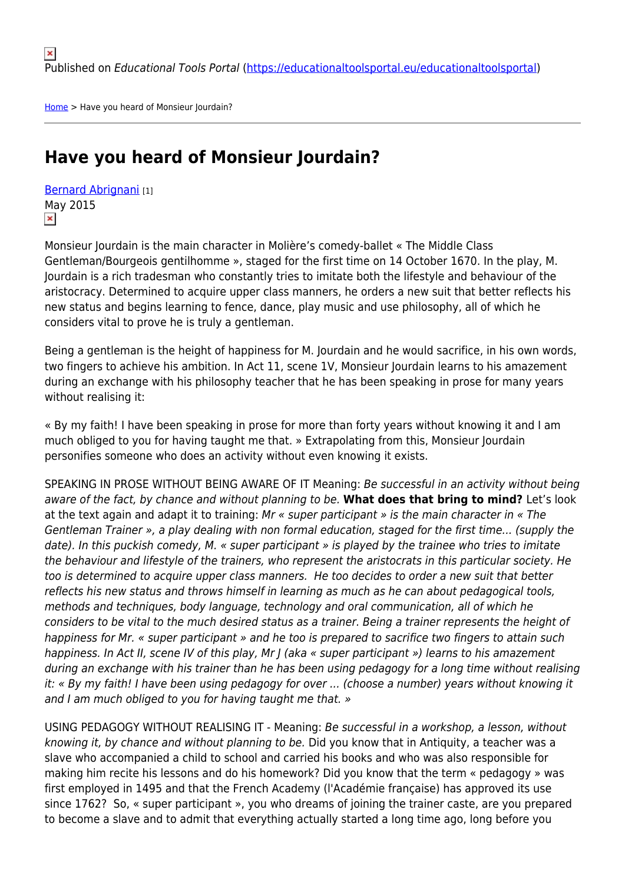Published on *Educational Tools Portal* (https://educationaltoolsportal.eu/educationaltoolsportal)

Home > Have you heard of Monsieur Jourdain?

# Have you heard of Monsieur Jourdain?

Bernard Abrignani [1]
May 2015

Monsieur Jourdain is the main character in Molière's comedy-ballet « The Middle Class Gentleman/Bourgeois gentilhomme », staged for the first time on 14 October 1670. In the play, M. Jourdain is a rich tradesman who constantly tries to imitate both the lifestyle and behaviour of the aristocracy. Determined to acquire upper class manners, he orders a new suit that better reflects his new status and begins learning to fence, dance, play music and use philosophy, all of which he considers vital to prove he is truly a gentleman.

Being a gentleman is the height of happiness for M. Jourdain and he would sacrifice, in his own words, two fingers to achieve his ambition. In Act 11, scene 1V, Monsieur Jourdain learns to his amazement during an exchange with his philosophy teacher that he has been speaking in prose for many years without realising it:

« By my faith! I have been speaking in prose for more than forty years without knowing it and I am much obliged to you for having taught me that. » Extrapolating from this, Monsieur Jourdain personifies someone who does an activity without even knowing it exists.

SPEAKING IN PROSE WITHOUT BEING AWARE OF IT Meaning: *Be successful in an activity without being aware of the fact, by chance and without planning to be.* **What does that bring to mind?** Let's look at the text again and adapt it to training: *Mr « super participant » is the main character in « The Gentleman Trainer », a play dealing with non formal education, staged for the first time... (supply the date). In this puckish comedy, M. « super participant » is played by the trainee who tries to imitate the behaviour and lifestyle of the trainers, who represent the aristocrats in this particular society. He too is determined to acquire upper class manners. He too decides to order a new suit that better reflects his new status and throws himself in learning as much as he can about pedagogical tools, methods and techniques, body language, technology and oral communication, all of which he considers to be vital to the much desired status as a trainer. Being a trainer represents the height of happiness for Mr. « super participant » and he too is prepared to sacrifice two fingers to attain such happiness. In Act II, scene IV of this play, Mr J (aka « super participant ») learns to his amazement during an exchange with his trainer than he has been using pedagogy for a long time without realising it: « By my faith! I have been using pedagogy for over ... (choose a number) years without knowing it and I am much obliged to you for having taught me that. »*

USING PEDAGOGY WITHOUT REALISING IT - Meaning: *Be successful in a workshop, a lesson, without knowing it, by chance and without planning to be.* Did you know that in Antiquity, a teacher was a slave who accompanied a child to school and carried his books and who was also responsible for making him recite his lessons and do his homework? Did you know that the term « pedagogy » was first employed in 1495 and that the French Academy (l'Académie française) has approved its use since 1762? So, « super participant », you who dreams of joining the trainer caste, are you prepared to become a slave and to admit that everything actually started a long time ago, long before you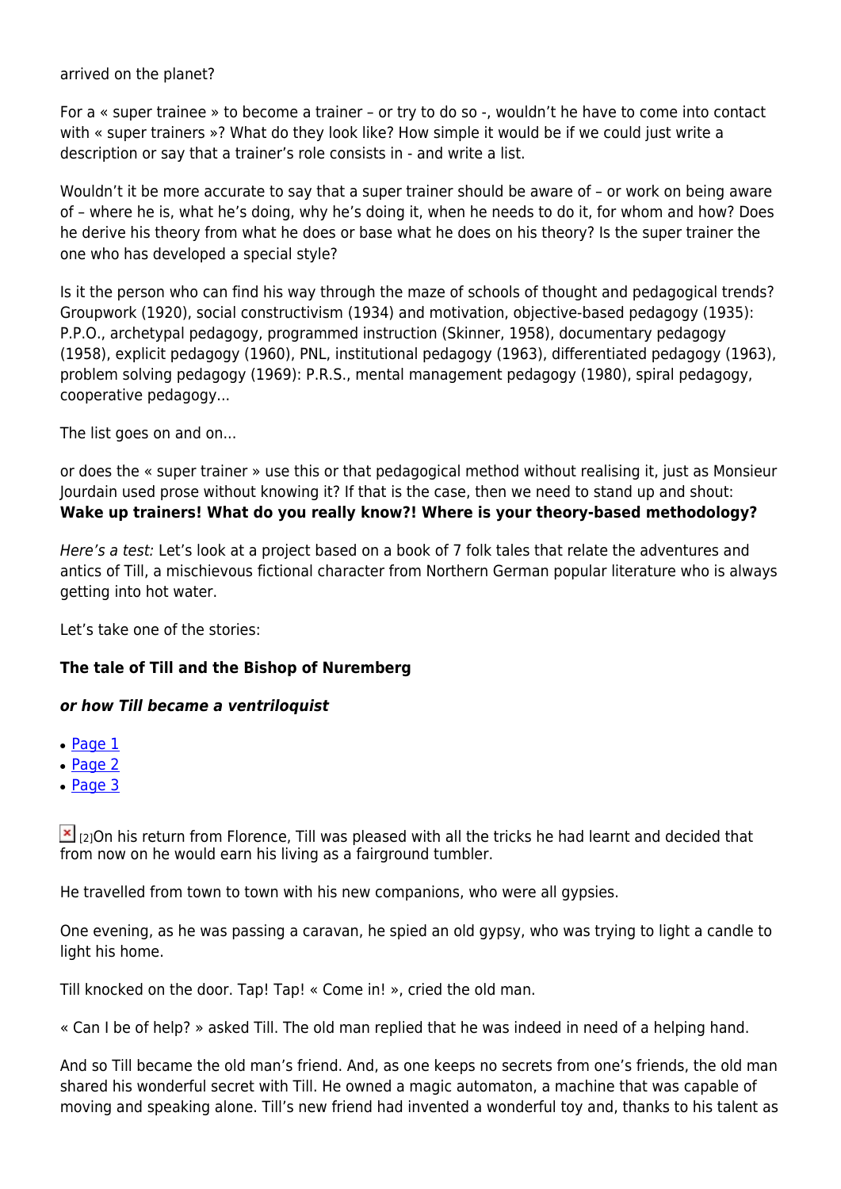arrived on the planet?

For a « super trainee » to become a trainer – or try to do so -, wouldn't he have to come into contact with « super trainers »? What do they look like? How simple it would be if we could just write a description or say that a trainer's role consists in - and write a list.

Wouldn't it be more accurate to say that a super trainer should be aware of – or work on being aware of – where he is, what he's doing, why he's doing it, when he needs to do it, for whom and how? Does he derive his theory from what he does or base what he does on his theory? Is the super trainer the one who has developed a special style?

Is it the person who can find his way through the maze of schools of thought and pedagogical trends? Groupwork (1920), social constructivism (1934) and motivation, objective-based pedagogy (1935): P.P.O., archetypal pedagogy, programmed instruction (Skinner, 1958), documentary pedagogy (1958), explicit pedagogy (1960), PNL, institutional pedagogy (1963), differentiated pedagogy (1963), problem solving pedagogy (1969): P.R.S., mental management pedagogy (1980), spiral pedagogy, cooperative pedagogy...

The list goes on and on...

or does the « super trainer » use this or that pedagogical method without realising it, just as Monsieur Jourdain used prose without knowing it? If that is the case, then we need to stand up and shout: **Wake up trainers! What do you really know?! Where is your theory-based methodology?**

*Here's a test:* Let's look at a project based on a book of 7 folk tales that relate the adventures and antics of Till, a mischievous fictional character from Northern German popular literature who is always getting into hot water.

Let's take one of the stories:

**The tale of Till and the Bishop of Nuremberg**

***or how Till became a ventriloquist***

- Page 1
- Page 2
- Page 3

[2]On his return from Florence, Till was pleased with all the tricks he had learnt and decided that from now on he would earn his living as a fairground tumbler.

He travelled from town to town with his new companions, who were all gypsies.

One evening, as he was passing a caravan, he spied an old gypsy, who was trying to light a candle to light his home.

Till knocked on the door. Tap! Tap! « Come in! », cried the old man.

« Can I be of help? » asked Till. The old man replied that he was indeed in need of a helping hand.

And so Till became the old man's friend. And, as one keeps no secrets from one's friends, the old man shared his wonderful secret with Till. He owned a magic automaton, a machine that was capable of moving and speaking alone. Till's new friend had invented a wonderful toy and, thanks to his talent as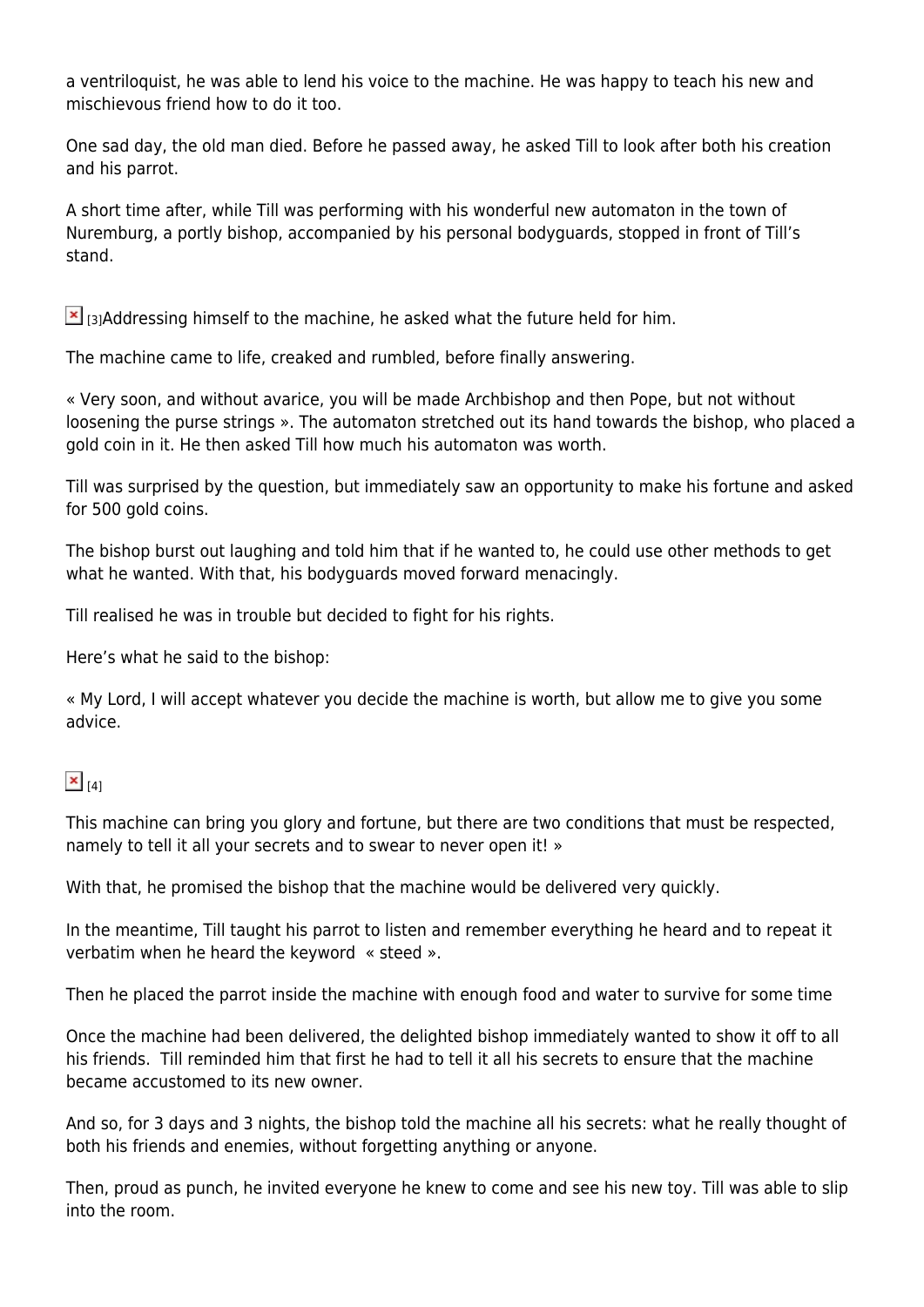a ventriloquist, he was able to lend his voice to the machine. He was happy to teach his new and mischievous friend how to do it too.

One sad day, the old man died. Before he passed away, he asked Till to look after both his creation and his parrot.

A short time after, while Till was performing with his wonderful new automaton in the town of Nuremburg, a portly bishop, accompanied by his personal bodyguards, stopped in front of Till's stand.

[3]Addressing himself to the machine, he asked what the future held for him.

The machine came to life, creaked and rumbled, before finally answering.

« Very soon, and without avarice, you will be made Archbishop and then Pope, but not without loosening the purse strings ». The automaton stretched out its hand towards the bishop, who placed a gold coin in it. He then asked Till how much his automaton was worth.

Till was surprised by the question, but immediately saw an opportunity to make his fortune and asked for 500 gold coins.

The bishop burst out laughing and told him that if he wanted to, he could use other methods to get what he wanted. With that, his bodyguards moved forward menacingly.

Till realised he was in trouble but decided to fight for his rights.

Here's what he said to the bishop:

« My Lord, I will accept whatever you decide the machine is worth, but allow me to give you some advice.

[4]

This machine can bring you glory and fortune, but there are two conditions that must be respected, namely to tell it all your secrets and to swear to never open it! »

With that, he promised the bishop that the machine would be delivered very quickly.

In the meantime, Till taught his parrot to listen and remember everything he heard and to repeat it verbatim when he heard the keyword « steed ».

Then he placed the parrot inside the machine with enough food and water to survive for some time

Once the machine had been delivered, the delighted bishop immediately wanted to show it off to all his friends. Till reminded him that first he had to tell it all his secrets to ensure that the machine became accustomed to its new owner.

And so, for 3 days and 3 nights, the bishop told the machine all his secrets: what he really thought of both his friends and enemies, without forgetting anything or anyone.

Then, proud as punch, he invited everyone he knew to come and see his new toy. Till was able to slip into the room.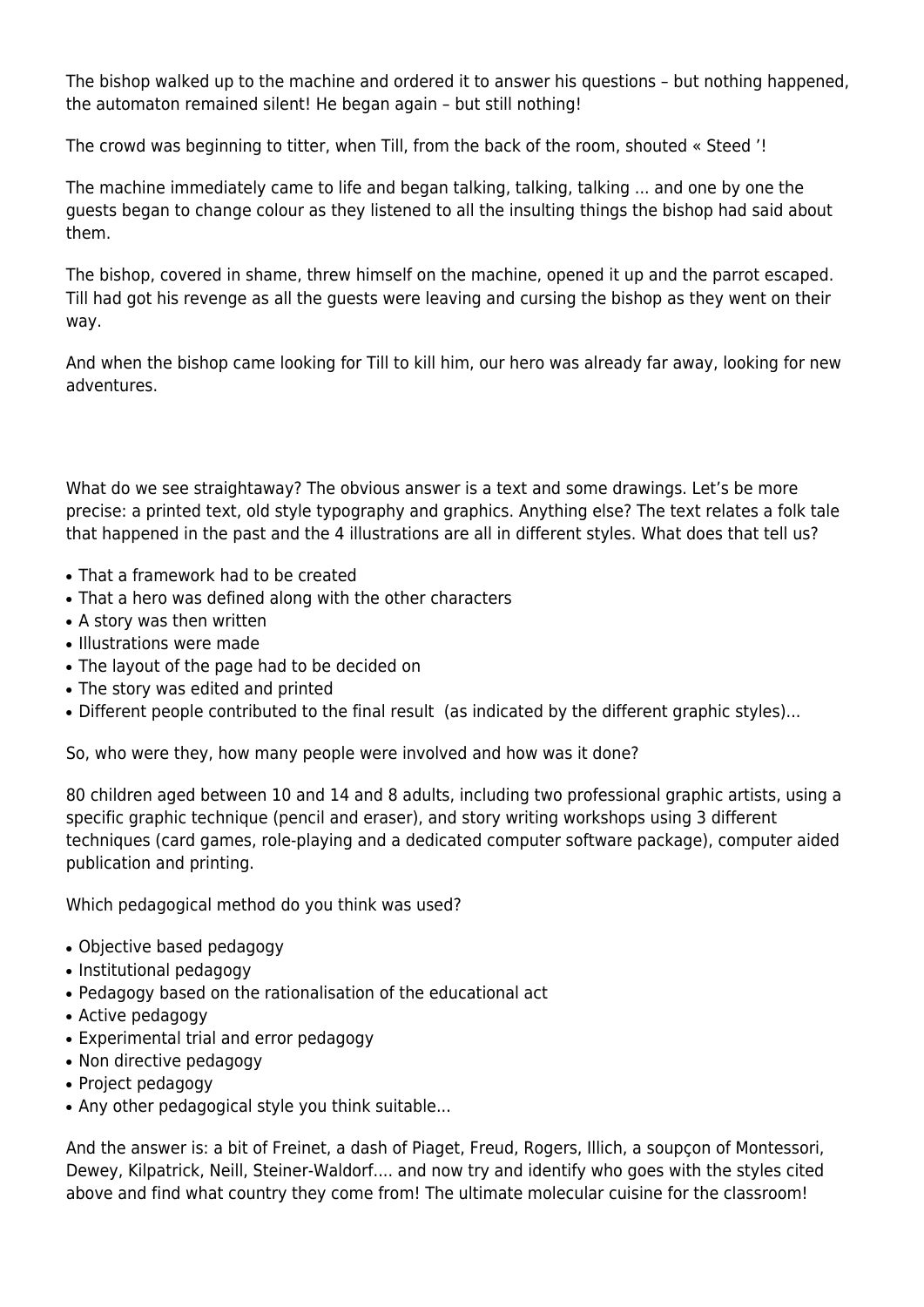The bishop walked up to the machine and ordered it to answer his questions – but nothing happened, the automaton remained silent! He began again – but still nothing!

The crowd was beginning to titter, when Till, from the back of the room, shouted « Steed '!

The machine immediately came to life and began talking, talking, talking … and one by one the guests began to change colour as they listened to all the insulting things the bishop had said about them.

The bishop, covered in shame, threw himself on the machine, opened it up and the parrot escaped. Till had got his revenge as all the guests were leaving and cursing the bishop as they went on their way.

And when the bishop came looking for Till to kill him, our hero was already far away, looking for new adventures.

What do we see straightaway? The obvious answer is a text and some drawings. Let's be more precise: a printed text, old style typography and graphics. Anything else? The text relates a folk tale that happened in the past and the 4 illustrations are all in different styles. What does that tell us?

- That a framework had to be created
- That a hero was defined along with the other characters
- A story was then written
- Illustrations were made
- The layout of the page had to be decided on
- The story was edited and printed
- Different people contributed to the final result (as indicated by the different graphic styles)…

So, who were they, how many people were involved and how was it done?

80 children aged between 10 and 14 and 8 adults, including two professional graphic artists, using a specific graphic technique (pencil and eraser), and story writing workshops using 3 different techniques (card games, role-playing and a dedicated computer software package), computer aided publication and printing.

Which pedagogical method do you think was used?

- Objective based pedagogy
- Institutional pedagogy
- Pedagogy based on the rationalisation of the educational act
- Active pedagogy
- Experimental trial and error pedagogy
- Non directive pedagogy
- Project pedagogy
- Any other pedagogical style you think suitable…

And the answer is: a bit of Freinet, a dash of Piaget, Freud, Rogers, Illich, a soupçon of Montessori, Dewey, Kilpatrick, Neill, Steiner-Waldorf…. and now try and identify who goes with the styles cited above and find what country they come from! The ultimate molecular cuisine for the classroom!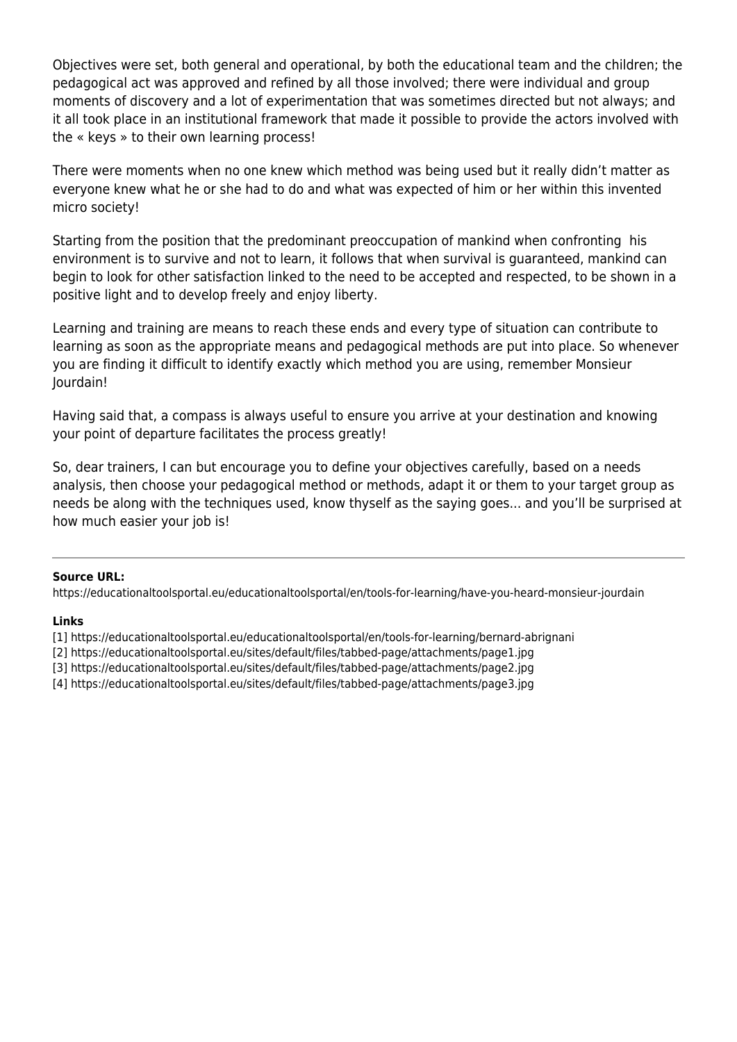Objectives were set, both general and operational, by both the educational team and the children; the pedagogical act was approved and refined by all those involved; there were individual and group moments of discovery and a lot of experimentation that was sometimes directed but not always; and it all took place in an institutional framework that made it possible to provide the actors involved with the « keys » to their own learning process!

There were moments when no one knew which method was being used but it really didn't matter as everyone knew what he or she had to do and what was expected of him or her within this invented micro society!

Starting from the position that the predominant preoccupation of mankind when confronting his environment is to survive and not to learn, it follows that when survival is guaranteed, mankind can begin to look for other satisfaction linked to the need to be accepted and respected, to be shown in a positive light and to develop freely and enjoy liberty.

Learning and training are means to reach these ends and every type of situation can contribute to learning as soon as the appropriate means and pedagogical methods are put into place. So whenever you are finding it difficult to identify exactly which method you are using, remember Monsieur Jourdain!

Having said that, a compass is always useful to ensure you arrive at your destination and knowing your point of departure facilitates the process greatly!

So, dear trainers, I can but encourage you to define your objectives carefully, based on a needs analysis, then choose your pedagogical method or methods, adapt it or them to your target group as needs be along with the techniques used, know thyself as the saying goes… and you'll be surprised at how much easier your job is!

---

**Source URL:**
https://educationaltoolsportal.eu/educationaltoolsportal/en/tools-for-learning/have-you-heard-monsieur-jourdain

**Links**

[1] https://educationaltoolsportal.eu/educationaltoolsportal/en/tools-for-learning/bernard-abrignani
[2] https://educationaltoolsportal.eu/sites/default/files/tabbed-page/attachments/page1.jpg
[3] https://educationaltoolsportal.eu/sites/default/files/tabbed-page/attachments/page2.jpg
[4] https://educationaltoolsportal.eu/sites/default/files/tabbed-page/attachments/page3.jpg